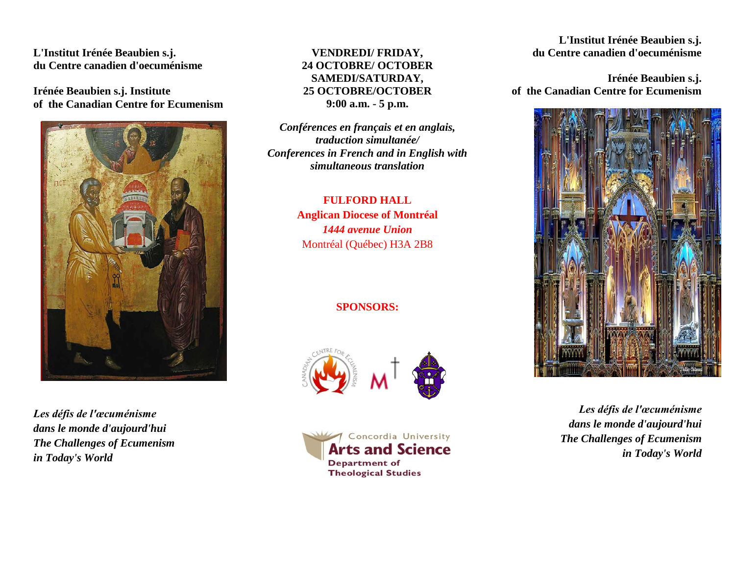**L'Institut Irénée Beaubien s.j.**
**du Centre canadien d'oecuménisme**

**Irénée Beaubien s.j. Institute**
**of the Canadian Centre for Ecumenism**

*Les défis de l'œcuménisme*
*dans le monde d'aujourd'hui*
*The Challenges of Ecumenism*
*in Today's World*

**VENDREDI/ FRIDAY,**
**24 OCTOBRE/ OCTOBER**
**SAMEDI/SATURDAY,**
**25 OCTOBRE/OCTOBER**
**9:00 a.m. - 5 p.m.**

***Conférences en français et en anglais, traduction simultanée/***
***Conferences in French and in English with simultaneous translation***

**FULFORD HALL**
**Anglican Diocese of Montréal**
***1444 avenue Union***
Montréal (Québec) H3A 2B8

**SPONSORS:**

Canadian Centre for Ecumenism

Concordia University
Arts and Science
Department of Theological Studies

**L'Institut Irénée Beaubien s.j.**
**du Centre canadien d'oecuménisme**

**Irénée Beaubien s.j.**
**of the Canadian Centre for Ecumenism**

*Les défis de l'œcuménisme*
*dans le monde d'aujourd'hui*
*The Challenges of Ecumenism*
*in Today's World*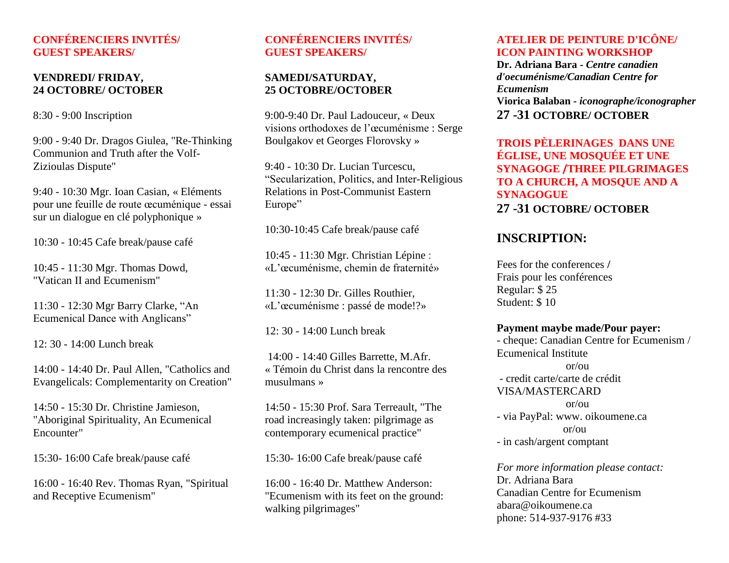## CONFÉRENCIERS INVITÉS/ GUEST SPEAKERS/

### VENDREDI/ FRIDAY, 24 OCTOBRE/ OCTOBER

8:30 - 9:00 Inscription

9:00 - 9:40 Dr. Dragos Giulea, "Re-Thinking Communion and Truth after the Volf-Zizioulas Dispute"

9:40 - 10:30 Mgr. Ioan Casian, « Eléments pour une feuille de route œcuménique - essai sur un dialogue en clé polyphonique »

10:30 - 10:45 Cafe break/pause café

10:45 - 11:30 Mgr. Thomas Dowd, "Vatican II and Ecumenism"

11:30 - 12:30 Mgr Barry Clarke, "An Ecumenical Dance with Anglicans"

12: 30 - 14:00 Lunch break

14:00 - 14:40 Dr. Paul Allen, "Catholics and Evangelicals: Complementarity on Creation"

14:50 - 15:30 Dr. Christine Jamieson, "Aboriginal Spirituality, An Ecumenical Encounter"

15:30- 16:00 Cafe break/pause café

16:00 - 16:40 Rev. Thomas Ryan, "Spiritual and Receptive Ecumenism"

## CONFÉRENCIERS INVITÉS/ GUEST SPEAKERS/

### SAMEDI/SATURDAY, 25 OCTOBRE/OCTOBER

9:00-9:40 Dr. Paul Ladouceur, « Deux visions orthodoxes de l'œcuménisme : Serge Boulgakov et Georges Florovsky »

9:40 - 10:30 Dr. Lucian Turcescu, "Secularization, Politics, and Inter-Religious Relations in Post-Communist Eastern Europe"

10:30-10:45 Cafe break/pause café

10:45 - 11:30 Mgr. Christian Lépine : «L'œcuménisme, chemin de fraternité»

11:30 - 12:30 Dr. Gilles Routhier, «L'œcuménisme : passé de mode!?»

12: 30 - 14:00 Lunch break

14:00 - 14:40 Gilles Barrette, M.Afr. « Témoin du Christ dans la rencontre des musulmans »

14:50 - 15:30 Prof. Sara Terreault, "The road increasingly taken: pilgrimage as contemporary ecumenical practice"

15:30- 16:00 Cafe break/pause café

16:00 - 16:40 Dr. Matthew Anderson: "Ecumenism with its feet on the ground: walking pilgrimages"

## ATELIER DE PEINTURE D'ICÔNE/ ICON PAINTING WORKSHOP

**Dr. Adriana Bara -** ***Centre canadien d'oecuménisme/Canadian Centre for Ecumenism***
**Viorica Balaban -** ***iconographe/iconographer***
**27 -31 OCTOBRE/ OCTOBER**

## TROIS PÈLERINAGES DANS UNE ÉGLISE, UNE MOSQUÉE ET UNE SYNAGOGE /THREE PILGRIMAGES TO A CHURCH, A MOSQUE AND A SYNAGOGUE

**27 -31 OCTOBRE/ OCTOBER**

## INSCRIPTION:

Fees for the conferences /
Frais pour les conférences
Regular: $ 25
Student: $ 10

**Payment maybe made/Pour payer:**

- cheque: Canadian Centre for Ecumenism / Ecumenical Institute

or/ou

- credit carte/carte de crédit VISA/MASTERCARD

or/ou

- via PayPal: www. oikoumene.ca

or/ou

- in cash/argent comptant

*For more information please contact:*
Dr. Adriana Bara
Canadian Centre for Ecumenism
abara@oikoumene.ca
phone: 514-937-9176 #33